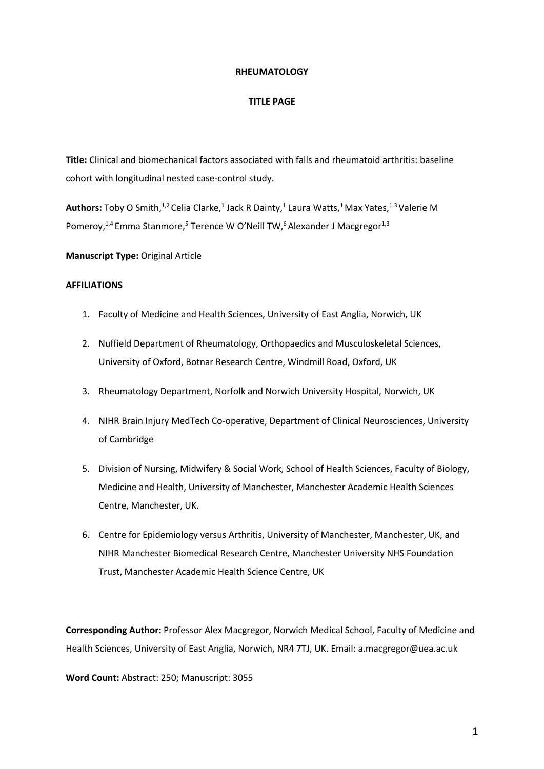**RHEUMATOLOGY**

**TITLE PAGE**

**Title:** Clinical and biomechanical factors associated with falls and rheumatoid arthritis: baseline cohort with longitudinal nested case-control study.

**Authors:** Toby O Smith,[1,2] Celia Clarke,[1] Jack R Dainty,[1] Laura Watts,[1] Max Yates,[1,3] Valerie M Pomeroy,[1,4] Emma Stanmore,[5] Terence W O'Neill TW,[6] Alexander J Macgregor[1,3]

**Manuscript Type:** Original Article

**AFFILIATIONS**

1. Faculty of Medicine and Health Sciences, University of East Anglia, Norwich, UK
2. Nuffield Department of Rheumatology, Orthopaedics and Musculoskeletal Sciences, University of Oxford, Botnar Research Centre, Windmill Road, Oxford, UK
3. Rheumatology Department, Norfolk and Norwich University Hospital, Norwich, UK
4. NIHR Brain Injury MedTech Co-operative, Department of Clinical Neurosciences, University of Cambridge
5. Division of Nursing, Midwifery & Social Work, School of Health Sciences, Faculty of Biology, Medicine and Health, University of Manchester, Manchester Academic Health Sciences Centre, Manchester, UK.
6. Centre for Epidemiology versus Arthritis, University of Manchester, Manchester, UK, and NIHR Manchester Biomedical Research Centre, Manchester University NHS Foundation Trust, Manchester Academic Health Science Centre, UK

**Corresponding Author:** Professor Alex Macgregor, Norwich Medical School, Faculty of Medicine and Health Sciences, University of East Anglia, Norwich, NR4 7TJ, UK. Email: a.macgregor@uea.ac.uk

**Word Count:** Abstract: 250; Manuscript: 3055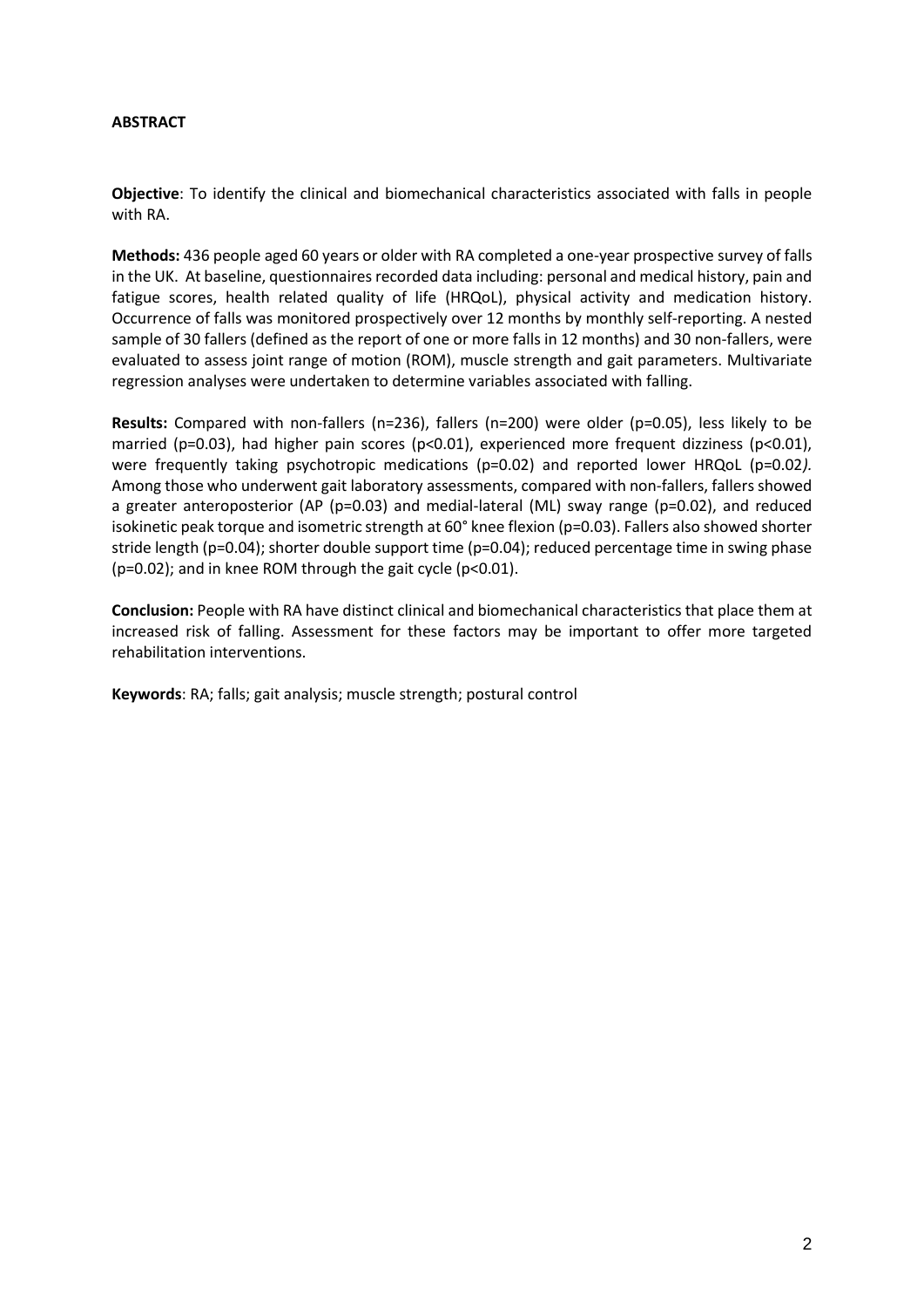## ABSTRACT

**Objective**: To identify the clinical and biomechanical characteristics associated with falls in people with RA.

**Methods:** 436 people aged 60 years or older with RA completed a one-year prospective survey of falls in the UK. At baseline, questionnaires recorded data including: personal and medical history, pain and fatigue scores, health related quality of life (HRQoL), physical activity and medication history. Occurrence of falls was monitored prospectively over 12 months by monthly self-reporting. A nested sample of 30 fallers (defined as the report of one or more falls in 12 months) and 30 non-fallers, were evaluated to assess joint range of motion (ROM), muscle strength and gait parameters. Multivariate regression analyses were undertaken to determine variables associated with falling.

**Results:** Compared with non-fallers (n=236), fallers (n=200) were older ($p=0.05$), less likely to be married ($p=0.03$), had higher pain scores ($p<0.01$), experienced more frequent dizziness ($p<0.01$), were frequently taking psychotropic medications ($p=0.02$) and reported lower HRQoL ($p=0.02$). Among those who underwent gait laboratory assessments, compared with non-fallers, fallers showed a greater anteroposterior (AP ($p=0.03$) and medial-lateral (ML) sway range ($p=0.02$), and reduced isokinetic peak torque and isometric strength at 60° knee flexion ($p=0.03$). Fallers also showed shorter stride length ($p=0.04$); shorter double support time ($p=0.04$); reduced percentage time in swing phase ($p=0.02$); and in knee ROM through the gait cycle ($p<0.01$).

**Conclusion:** People with RA have distinct clinical and biomechanical characteristics that place them at increased risk of falling. Assessment for these factors may be important to offer more targeted rehabilitation interventions.

**Keywords**: RA; falls; gait analysis; muscle strength; postural control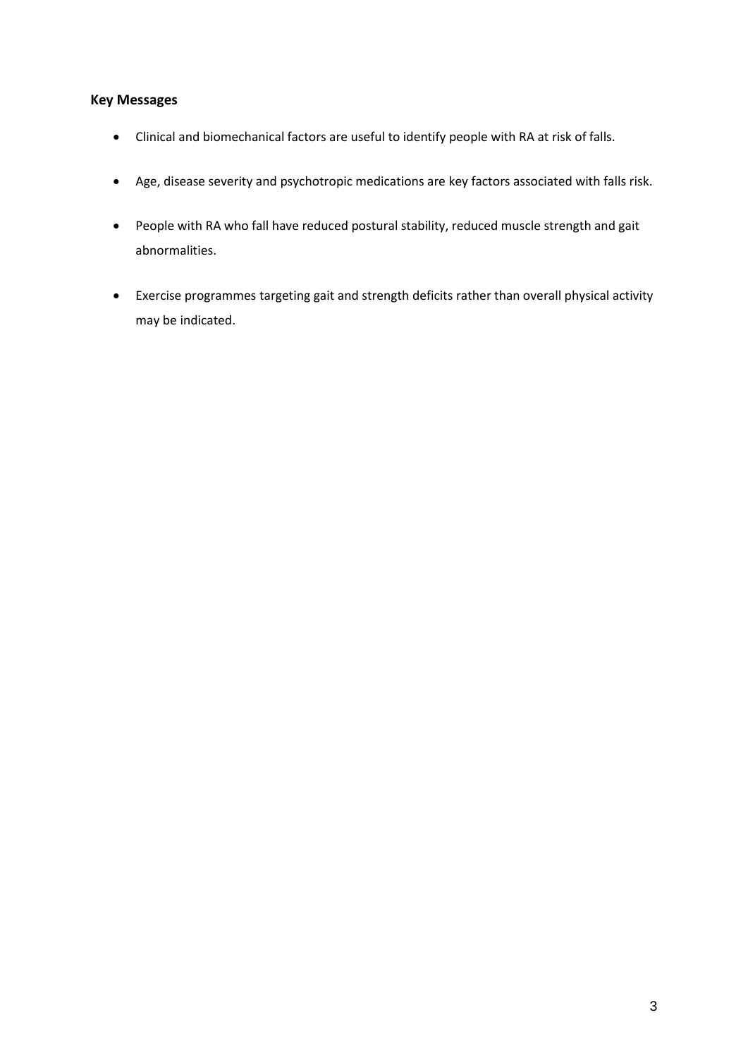## Key Messages

- Clinical and biomechanical factors are useful to identify people with RA at risk of falls.
- Age, disease severity and psychotropic medications are key factors associated with falls risk.
- People with RA who fall have reduced postural stability, reduced muscle strength and gait abnormalities.
- Exercise programmes targeting gait and strength deficits rather than overall physical activity may be indicated.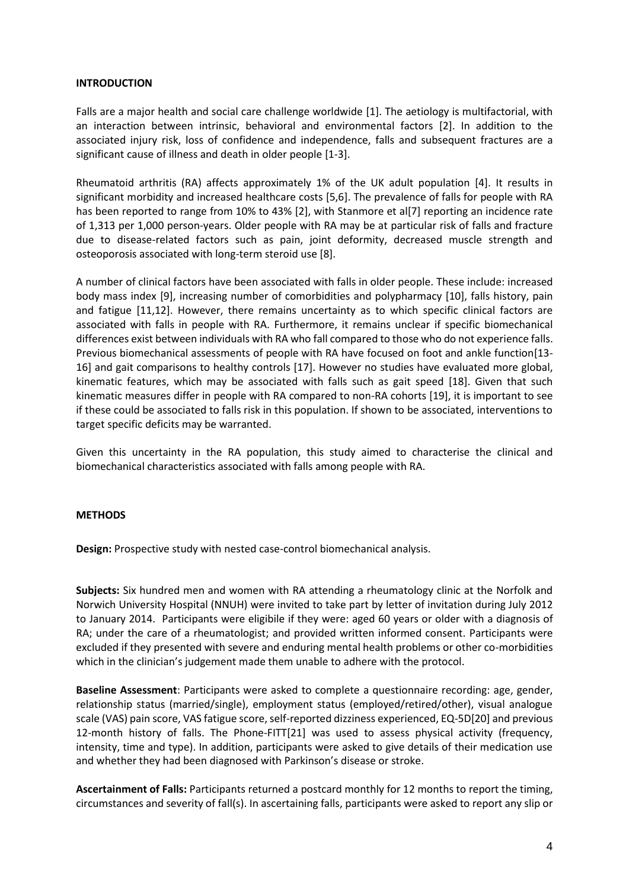## INTRODUCTION

Falls are a major health and social care challenge worldwide [1]. The aetiology is multifactorial, with an interaction between intrinsic, behavioral and environmental factors [2]. In addition to the associated injury risk, loss of confidence and independence, falls and subsequent fractures are a significant cause of illness and death in older people [1-3].

Rheumatoid arthritis (RA) affects approximately 1% of the UK adult population [4]. It results in significant morbidity and increased healthcare costs [5,6]. The prevalence of falls for people with RA has been reported to range from 10% to 43% [2], with Stanmore et al[7] reporting an incidence rate of 1,313 per 1,000 person-years. Older people with RA may be at particular risk of falls and fracture due to disease-related factors such as pain, joint deformity, decreased muscle strength and osteoporosis associated with long-term steroid use [8].

A number of clinical factors have been associated with falls in older people. These include: increased body mass index [9], increasing number of comorbidities and polypharmacy [10], falls history, pain and fatigue [11,12]. However, there remains uncertainty as to which specific clinical factors are associated with falls in people with RA. Furthermore, it remains unclear if specific biomechanical differences exist between individuals with RA who fall compared to those who do not experience falls. Previous biomechanical assessments of people with RA have focused on foot and ankle function[13-16] and gait comparisons to healthy controls [17]. However no studies have evaluated more global, kinematic features, which may be associated with falls such as gait speed [18]. Given that such kinematic measures differ in people with RA compared to non-RA cohorts [19], it is important to see if these could be associated to falls risk in this population. If shown to be associated, interventions to target specific deficits may be warranted.

Given this uncertainty in the RA population, this study aimed to characterise the clinical and biomechanical characteristics associated with falls among people with RA.

## METHODS

**Design:** Prospective study with nested case-control biomechanical analysis.

**Subjects:** Six hundred men and women with RA attending a rheumatology clinic at the Norfolk and Norwich University Hospital (NNUH) were invited to take part by letter of invitation during July 2012 to January 2014. Participants were eligibile if they were: aged 60 years or older with a diagnosis of RA; under the care of a rheumatologist; and provided written informed consent. Participants were excluded if they presented with severe and enduring mental health problems or other co-morbidities which in the clinician's judgement made them unable to adhere with the protocol.

**Baseline Assessment**: Participants were asked to complete a questionnaire recording: age, gender, relationship status (married/single), employment status (employed/retired/other), visual analogue scale (VAS) pain score, VAS fatigue score, self-reported dizziness experienced, EQ-5D[20] and previous 12-month history of falls. The Phone-FITT[21] was used to assess physical activity (frequency, intensity, time and type). In addition, participants were asked to give details of their medication use and whether they had been diagnosed with Parkinson's disease or stroke.

**Ascertainment of Falls:** Participants returned a postcard monthly for 12 months to report the timing, circumstances and severity of fall(s). In ascertaining falls, participants were asked to report any slip or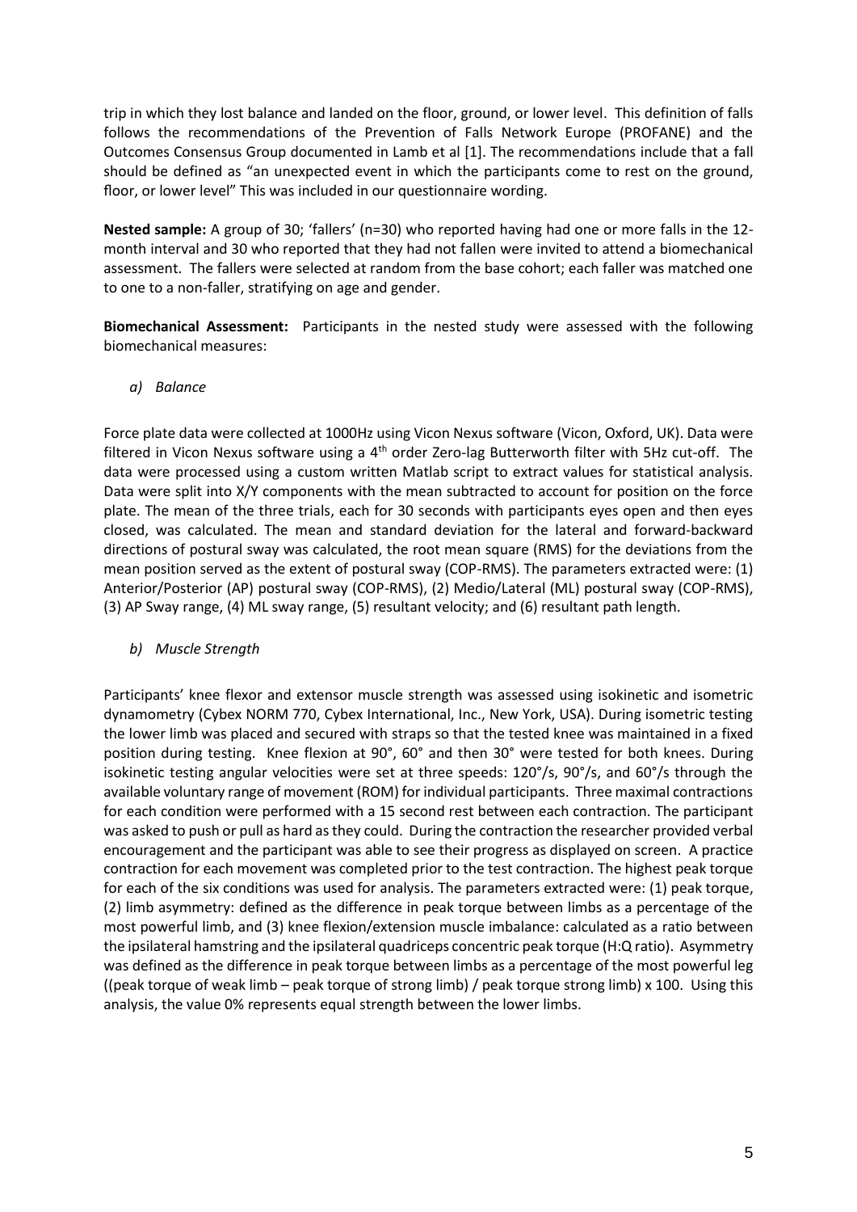trip in which they lost balance and landed on the floor, ground, or lower level. This definition of falls follows the recommendations of the Prevention of Falls Network Europe (PROFANE) and the Outcomes Consensus Group documented in Lamb et al [1]. The recommendations include that a fall should be defined as "an unexpected event in which the participants come to rest on the ground, floor, or lower level" This was included in our questionnaire wording.

**Nested sample:** A group of 30; 'fallers' (n=30) who reported having had one or more falls in the 12-month interval and 30 who reported that they had not fallen were invited to attend a biomechanical assessment. The fallers were selected at random from the base cohort; each faller was matched one to one to a non-faller, stratifying on age and gender.

**Biomechanical Assessment:** Participants in the nested study were assessed with the following biomechanical measures:

*a) Balance*

Force plate data were collected at 1000Hz using Vicon Nexus software (Vicon, Oxford, UK). Data were filtered in Vicon Nexus software using a 4$^{th}$ order Zero-lag Butterworth filter with 5Hz cut-off. The data were processed using a custom written Matlab script to extract values for statistical analysis. Data were split into X/Y components with the mean subtracted to account for position on the force plate. The mean of the three trials, each for 30 seconds with participants eyes open and then eyes closed, was calculated. The mean and standard deviation for the lateral and forward-backward directions of postural sway was calculated, the root mean square (RMS) for the deviations from the mean position served as the extent of postural sway (COP-RMS). The parameters extracted were: (1) Anterior/Posterior (AP) postural sway (COP-RMS), (2) Medio/Lateral (ML) postural sway (COP-RMS), (3) AP Sway range, (4) ML sway range, (5) resultant velocity; and (6) resultant path length.

*b) Muscle Strength*

Participants' knee flexor and extensor muscle strength was assessed using isokinetic and isometric dynamometry (Cybex NORM 770, Cybex International, Inc., New York, USA). During isometric testing the lower limb was placed and secured with straps so that the tested knee was maintained in a fixed position during testing. Knee flexion at 90°, 60° and then 30° were tested for both knees. During isokinetic testing angular velocities were set at three speeds: 120°/s, 90°/s, and 60°/s through the available voluntary range of movement (ROM) for individual participants. Three maximal contractions for each condition were performed with a 15 second rest between each contraction. The participant was asked to push or pull as hard as they could. During the contraction the researcher provided verbal encouragement and the participant was able to see their progress as displayed on screen. A practice contraction for each movement was completed prior to the test contraction. The highest peak torque for each of the six conditions was used for analysis. The parameters extracted were: (1) peak torque, (2) limb asymmetry: defined as the difference in peak torque between limbs as a percentage of the most powerful limb, and (3) knee flexion/extension muscle imbalance: calculated as a ratio between the ipsilateral hamstring and the ipsilateral quadriceps concentric peak torque (H:Q ratio). Asymmetry was defined as the difference in peak torque between limbs as a percentage of the most powerful leg ((peak torque of weak limb – peak torque of strong limb) / peak torque strong limb) x 100. Using this analysis, the value 0% represents equal strength between the lower limbs.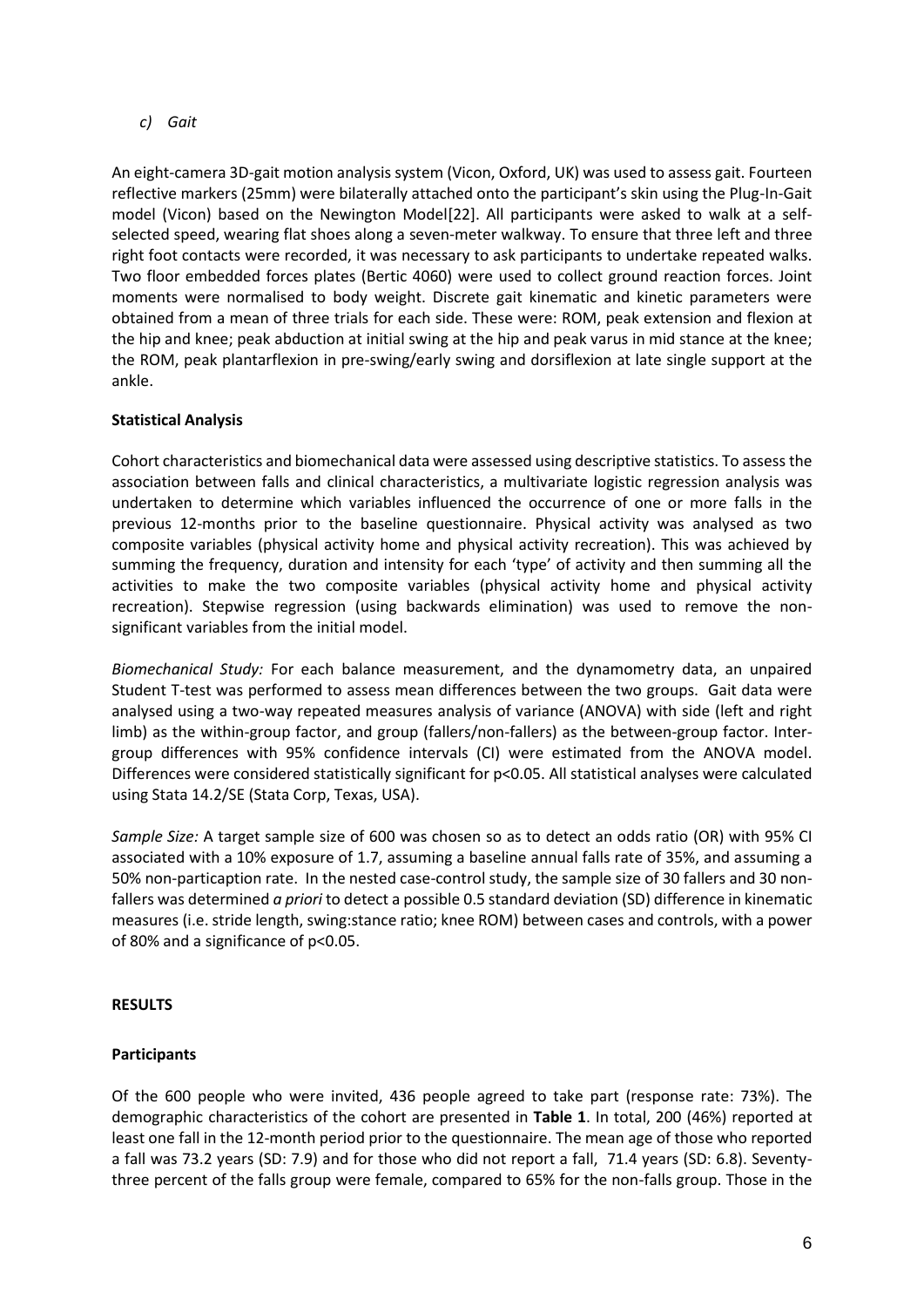*c) Gait*

An eight-camera 3D-gait motion analysis system (Vicon, Oxford, UK) was used to assess gait. Fourteen reflective markers (25mm) were bilaterally attached onto the participant's skin using the Plug-In-Gait model (Vicon) based on the Newington Model[22]. All participants were asked to walk at a self-selected speed, wearing flat shoes along a seven-meter walkway. To ensure that three left and three right foot contacts were recorded, it was necessary to ask participants to undertake repeated walks. Two floor embedded forces plates (Bertic 4060) were used to collect ground reaction forces. Joint moments were normalised to body weight. Discrete gait kinematic and kinetic parameters were obtained from a mean of three trials for each side. These were: ROM, peak extension and flexion at the hip and knee; peak abduction at initial swing at the hip and peak varus in mid stance at the knee; the ROM, peak plantarflexion in pre-swing/early swing and dorsiflexion at late single support at the ankle.

**Statistical Analysis**

Cohort characteristics and biomechanical data were assessed using descriptive statistics. To assess the association between falls and clinical characteristics, a multivariate logistic regression analysis was undertaken to determine which variables influenced the occurrence of one or more falls in the previous 12-months prior to the baseline questionnaire. Physical activity was analysed as two composite variables (physical activity home and physical activity recreation). This was achieved by summing the frequency, duration and intensity for each 'type' of activity and then summing all the activities to make the two composite variables (physical activity home and physical activity recreation). Stepwise regression (using backwards elimination) was used to remove the non-significant variables from the initial model.

*Biomechanical Study:* For each balance measurement, and the dynamometry data, an unpaired Student T-test was performed to assess mean differences between the two groups. Gait data were analysed using a two-way repeated measures analysis of variance (ANOVA) with side (left and right limb) as the within-group factor, and group (fallers/non-fallers) as the between-group factor. Inter-group differences with 95% confidence intervals (CI) were estimated from the ANOVA model. Differences were considered statistically significant for $p<0.05$. All statistical analyses were calculated using Stata 14.2/SE (Stata Corp, Texas, USA).

*Sample Size:* A target sample size of 600 was chosen so as to detect an odds ratio (OR) with 95% CI associated with a 10% exposure of 1.7, assuming a baseline annual falls rate of 35%, and assuming a 50% non-particaption rate. In the nested case-control study, the sample size of 30 fallers and 30 non-fallers was determined *a priori* to detect a possible 0.5 standard deviation (SD) difference in kinematic measures (i.e. stride length, swing:stance ratio; knee ROM) between cases and controls, with a power of 80% and a significance of $p<0.05$.

**RESULTS**

**Participants**

Of the 600 people who were invited, 436 people agreed to take part (response rate: 73%). The demographic characteristics of the cohort are presented in **Table 1**. In total, 200 (46%) reported at least one fall in the 12-month period prior to the questionnaire. The mean age of those who reported a fall was 73.2 years (SD: 7.9) and for those who did not report a fall, 71.4 years (SD: 6.8). Seventy-three percent of the falls group were female, compared to 65% for the non-falls group. Those in the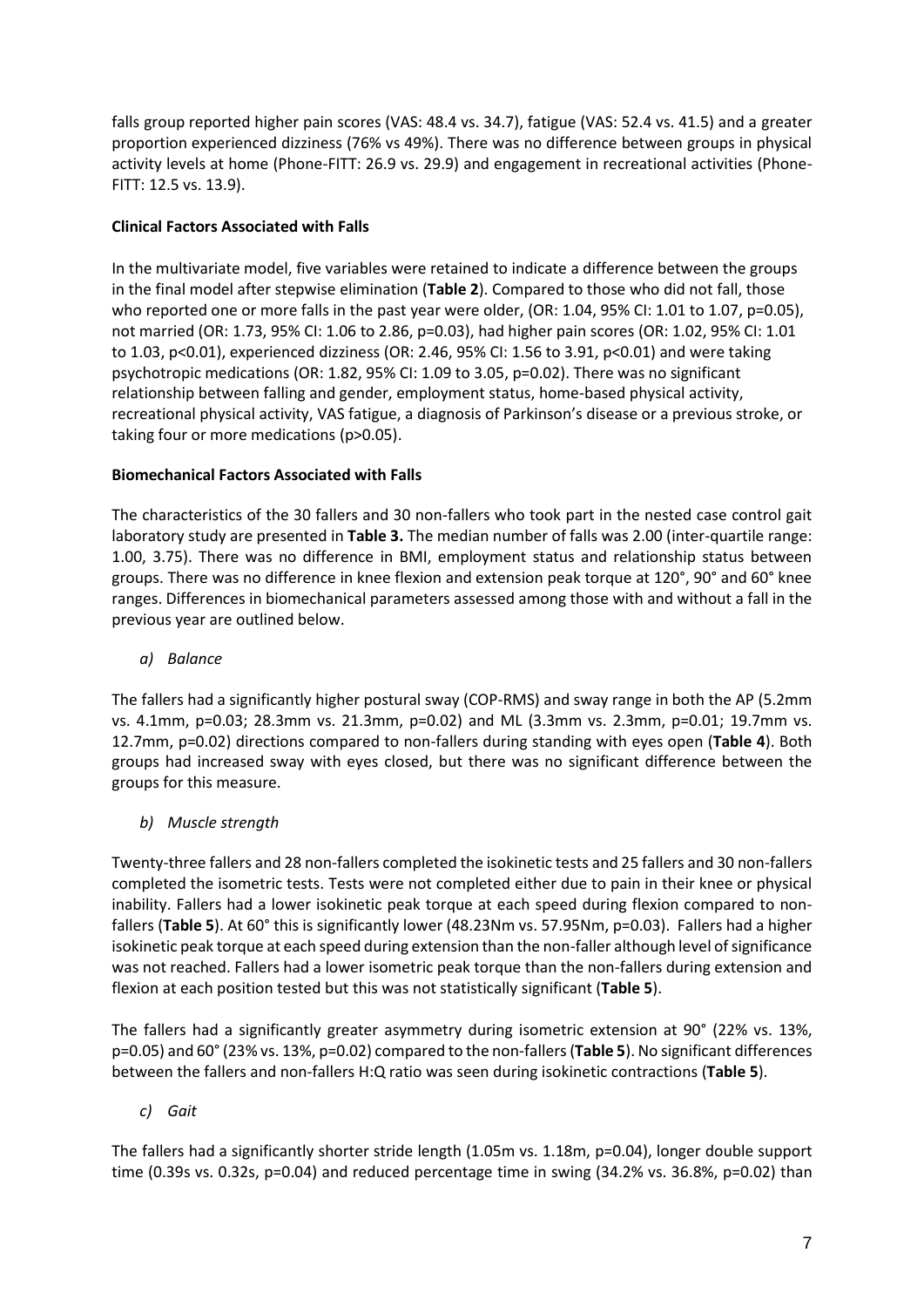falls group reported higher pain scores (VAS: 48.4 vs. 34.7), fatigue (VAS: 52.4 vs. 41.5) and a greater proportion experienced dizziness (76% vs 49%). There was no difference between groups in physical activity levels at home (Phone-FITT: 26.9 vs. 29.9) and engagement in recreational activities (Phone-FITT: 12.5 vs. 13.9).

**Clinical Factors Associated with Falls**

In the multivariate model, five variables were retained to indicate a difference between the groups in the final model after stepwise elimination (**Table 2**). Compared to those who did not fall, those who reported one or more falls in the past year were older, (OR: 1.04, 95% CI: 1.01 to 1.07, p=0.05), not married (OR: 1.73, 95% CI: 1.06 to 2.86, p=0.03), had higher pain scores (OR: 1.02, 95% CI: 1.01 to 1.03, p<0.01), experienced dizziness (OR: 2.46, 95% CI: 1.56 to 3.91, p<0.01) and were taking psychotropic medications (OR: 1.82, 95% CI: 1.09 to 3.05, p=0.02). There was no significant relationship between falling and gender, employment status, home-based physical activity, recreational physical activity, VAS fatigue, a diagnosis of Parkinson's disease or a previous stroke, or taking four or more medications (p>0.05).

**Biomechanical Factors Associated with Falls**

The characteristics of the 30 fallers and 30 non-fallers who took part in the nested case control gait laboratory study are presented in **Table 3.** The median number of falls was 2.00 (inter-quartile range: 1.00, 3.75). There was no difference in BMI, employment status and relationship status between groups. There was no difference in knee flexion and extension peak torque at 120°, 90° and 60° knee ranges. Differences in biomechanical parameters assessed among those with and without a fall in the previous year are outlined below.

*a) Balance*

The fallers had a significantly higher postural sway (COP-RMS) and sway range in both the AP (5.2mm vs. 4.1mm, p=0.03; 28.3mm vs. 21.3mm, p=0.02) and ML (3.3mm vs. 2.3mm, p=0.01; 19.7mm vs. 12.7mm, p=0.02) directions compared to non-fallers during standing with eyes open (**Table 4**). Both groups had increased sway with eyes closed, but there was no significant difference between the groups for this measure.

*b) Muscle strength*

Twenty-three fallers and 28 non-fallers completed the isokinetic tests and 25 fallers and 30 non-fallers completed the isometric tests. Tests were not completed either due to pain in their knee or physical inability. Fallers had a lower isokinetic peak torque at each speed during flexion compared to non-fallers (**Table 5**). At 60° this is significantly lower (48.23Nm vs. 57.95Nm, p=0.03). Fallers had a higher isokinetic peak torque at each speed during extension than the non-faller although level of significance was not reached. Fallers had a lower isometric peak torque than the non-fallers during extension and flexion at each position tested but this was not statistically significant (**Table 5**).

The fallers had a significantly greater asymmetry during isometric extension at 90° (22% vs. 13%, p=0.05) and 60° (23% vs. 13%, p=0.02) compared to the non-fallers (**Table 5**). No significant differences between the fallers and non-fallers H:Q ratio was seen during isokinetic contractions (**Table 5**).

*c) Gait*

The fallers had a significantly shorter stride length (1.05m vs. 1.18m, p=0.04), longer double support time (0.39s vs. 0.32s, p=0.04) and reduced percentage time in swing (34.2% vs. 36.8%, p=0.02) than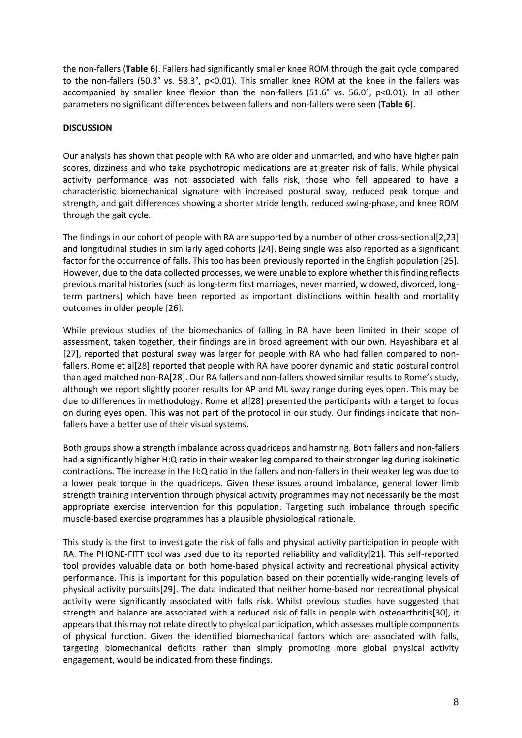the non-fallers (**Table 6**). Fallers had significantly smaller knee ROM through the gait cycle compared to the non-fallers (50.3° vs. 58.3°, p<0.01). This smaller knee ROM at the knee in the fallers was accompanied by smaller knee flexion than the non-fallers (51.6° vs. 56.0°, p<0.01). In all other parameters no significant differences between fallers and non-fallers were seen (**Table 6**).

## DISCUSSION

Our analysis has shown that people with RA who are older and unmarried, and who have higher pain scores, dizziness and who take psychotropic medications are at greater risk of falls. While physical activity performance was not associated with falls risk, those who fell appeared to have a characteristic biomechanical signature with increased postural sway, reduced peak torque and strength, and gait differences showing a shorter stride length, reduced swing-phase, and knee ROM through the gait cycle.

The findings in our cohort of people with RA are supported by a number of other cross-sectional[2,23] and longitudinal studies in similarly aged cohorts [24]. Being single was also reported as a significant factor for the occurrence of falls. This too has been previously reported in the English population [25]. However, due to the data collected processes, we were unable to explore whether this finding reflects previous marital histories (such as long-term first marriages, never married, widowed, divorced, long-term partners) which have been reported as important distinctions within health and mortality outcomes in older people [26].

While previous studies of the biomechanics of falling in RA have been limited in their scope of assessment, taken together, their findings are in broad agreement with our own. Hayashibara et al [27], reported that postural sway was larger for people with RA who had fallen compared to non-fallers. Rome et al[28] reported that people with RA have poorer dynamic and static postural control than aged matched non-RA[28]. Our RA fallers and non-fallers showed similar results to Rome's study, although we report slightly poorer results for AP and ML sway range during eyes open. This may be due to differences in methodology. Rome et al[28] presented the participants with a target to focus on during eyes open. This was not part of the protocol in our study. Our findings indicate that non-fallers have a better use of their visual systems.

Both groups show a strength imbalance across quadriceps and hamstring. Both fallers and non-fallers had a significantly higher H:Q ratio in their weaker leg compared to their stronger leg during isokinetic contractions. The increase in the H:Q ratio in the fallers and non-fallers in their weaker leg was due to a lower peak torque in the quadriceps. Given these issues around imbalance, general lower limb strength training intervention through physical activity programmes may not necessarily be the most appropriate exercise intervention for this population. Targeting such imbalance through specific muscle-based exercise programmes has a plausible physiological rationale.

This study is the first to investigate the risk of falls and physical activity participation in people with RA. The PHONE-FITT tool was used due to its reported reliability and validity[21]. This self-reported tool provides valuable data on both home-based physical activity and recreational physical activity performance. This is important for this population based on their potentially wide-ranging levels of physical activity pursuits[29]. The data indicated that neither home-based nor recreational physical activity were significantly associated with falls risk. Whilst previous studies have suggested that strength and balance are associated with a reduced risk of falls in people with osteoarthritis[30], it appears that this may not relate directly to physical participation, which assesses multiple components of physical function. Given the identified biomechanical factors which are associated with falls, targeting biomechanical deficits rather than simply promoting more global physical activity engagement, would be indicated from these findings.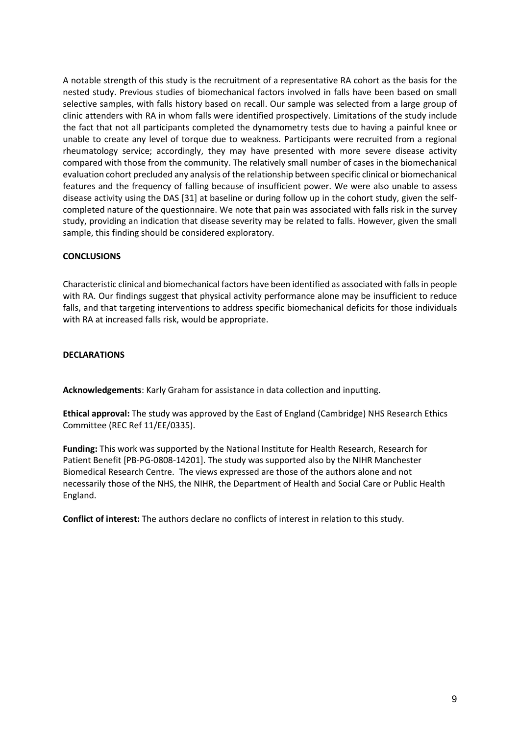A notable strength of this study is the recruitment of a representative RA cohort as the basis for the nested study. Previous studies of biomechanical factors involved in falls have been based on small selective samples, with falls history based on recall. Our sample was selected from a large group of clinic attenders with RA in whom falls were identified prospectively. Limitations of the study include the fact that not all participants completed the dynamometry tests due to having a painful knee or unable to create any level of torque due to weakness. Participants were recruited from a regional rheumatology service; accordingly, they may have presented with more severe disease activity compared with those from the community. The relatively small number of cases in the biomechanical evaluation cohort precluded any analysis of the relationship between specific clinical or biomechanical features and the frequency of falling because of insufficient power. We were also unable to assess disease activity using the DAS [31] at baseline or during follow up in the cohort study, given the self-completed nature of the questionnaire. We note that pain was associated with falls risk in the survey study, providing an indication that disease severity may be related to falls. However, given the small sample, this finding should be considered exploratory.

## CONCLUSIONS

Characteristic clinical and biomechanical factors have been identified as associated with falls in people with RA. Our findings suggest that physical activity performance alone may be insufficient to reduce falls, and that targeting interventions to address specific biomechanical deficits for those individuals with RA at increased falls risk, would be appropriate.

## DECLARATIONS

**Acknowledgements**: Karly Graham for assistance in data collection and inputting.

**Ethical approval:** The study was approved by the East of England (Cambridge) NHS Research Ethics Committee (REC Ref 11/EE/0335).

**Funding:** This work was supported by the National Institute for Health Research, Research for Patient Benefit [PB-PG-0808-14201]. The study was supported also by the NIHR Manchester Biomedical Research Centre. The views expressed are those of the authors alone and not necessarily those of the NHS, the NIHR, the Department of Health and Social Care or Public Health England.

**Conflict of interest:** The authors declare no conflicts of interest in relation to this study.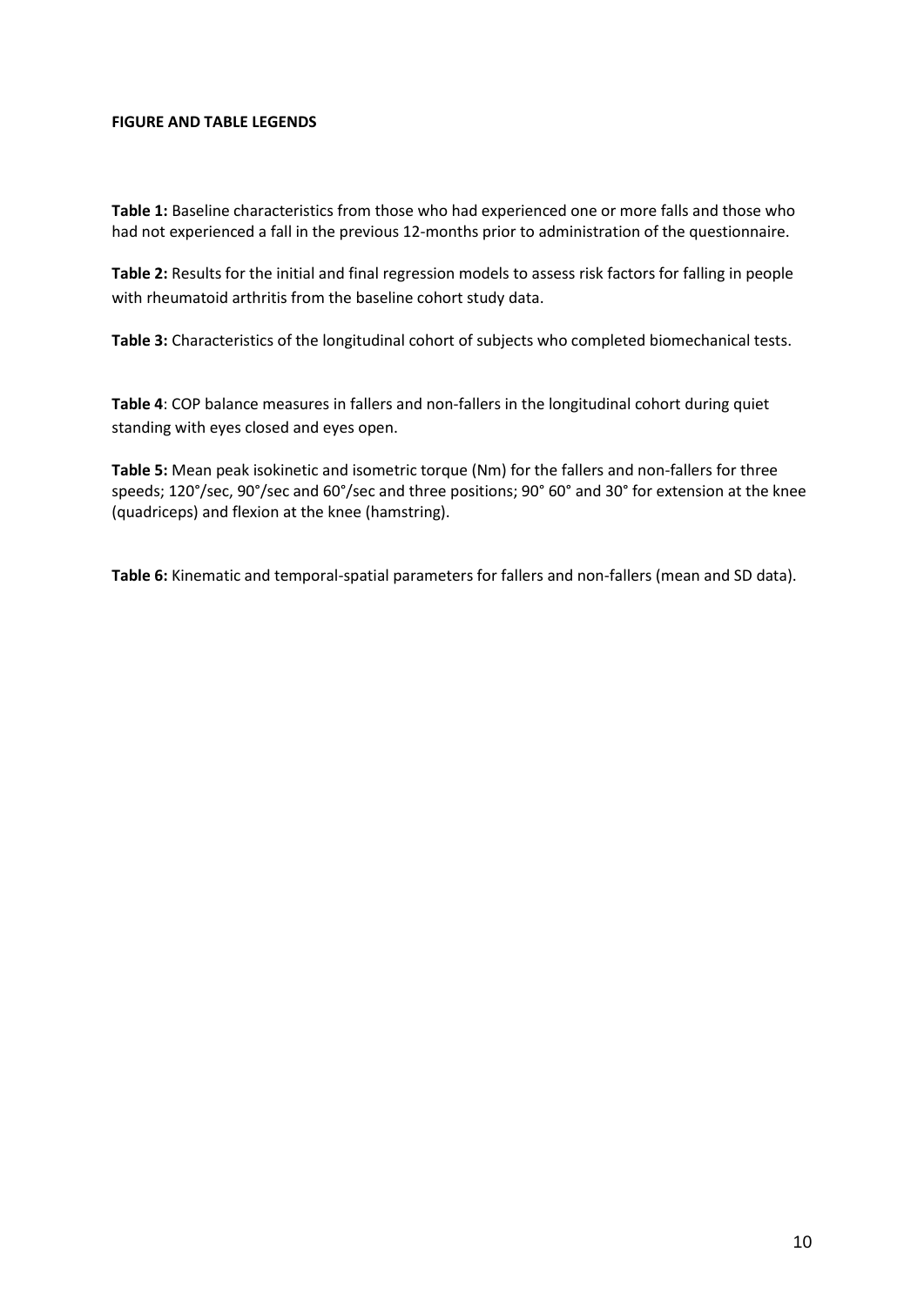**FIGURE AND TABLE LEGENDS**

**Table 1:** Baseline characteristics from those who had experienced one or more falls and those who had not experienced a fall in the previous 12-months prior to administration of the questionnaire.

**Table 2:** Results for the initial and final regression models to assess risk factors for falling in people with rheumatoid arthritis from the baseline cohort study data.

**Table 3:** Characteristics of the longitudinal cohort of subjects who completed biomechanical tests.

**Table 4**: COP balance measures in fallers and non-fallers in the longitudinal cohort during quiet standing with eyes closed and eyes open.

**Table 5:** Mean peak isokinetic and isometric torque (Nm) for the fallers and non-fallers for three speeds; 120°/sec, 90°/sec and 60°/sec and three positions; 90° 60° and 30° for extension at the knee (quadriceps) and flexion at the knee (hamstring).

**Table 6:** Kinematic and temporal-spatial parameters for fallers and non-fallers (mean and SD data).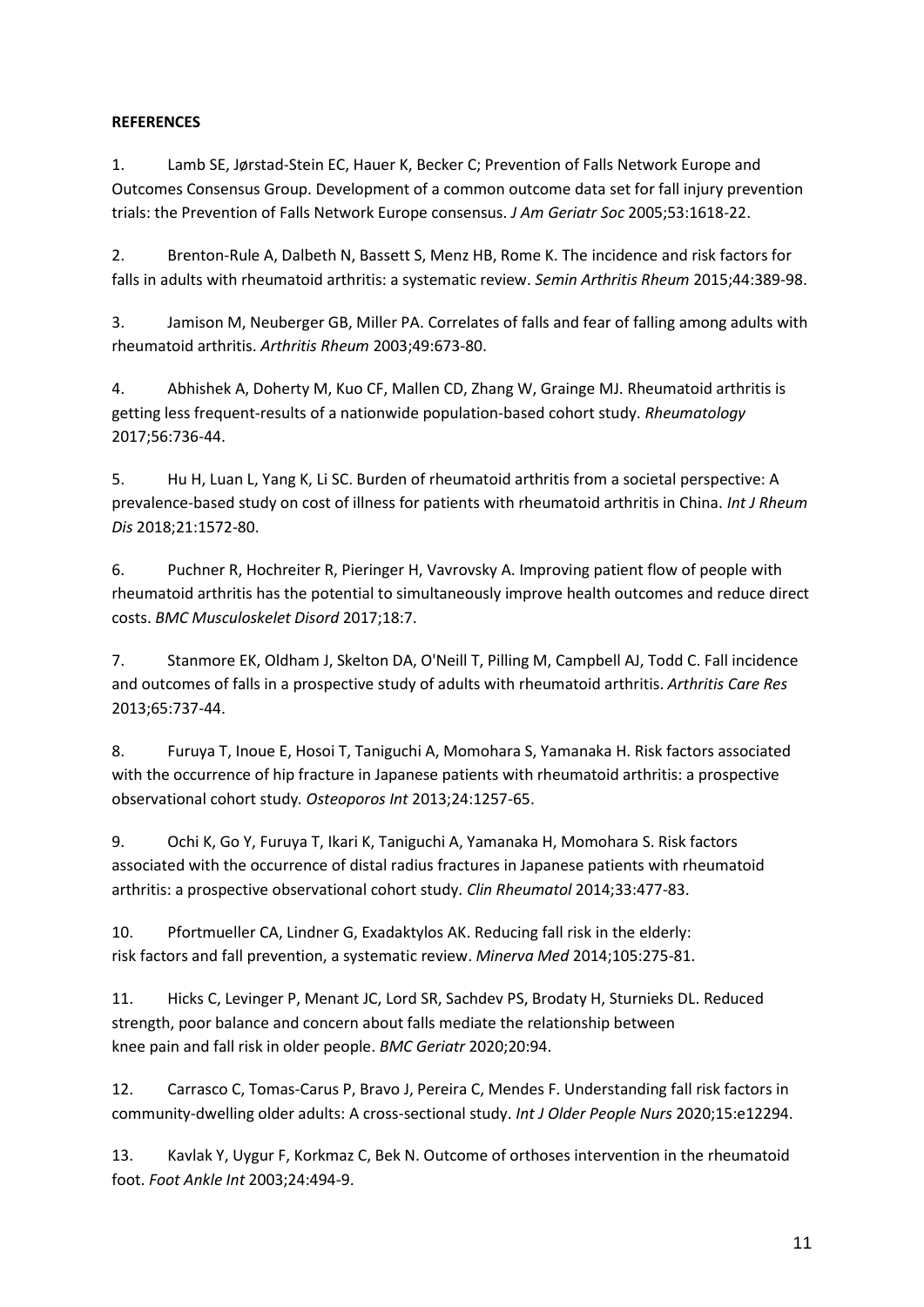**REFERENCES**

1. Lamb SE, Jørstad-Stein EC, Hauer K, Becker C; Prevention of Falls Network Europe and Outcomes Consensus Group. Development of a common outcome data set for fall injury prevention trials: the Prevention of Falls Network Europe consensus. *J Am Geriatr Soc* 2005;53:1618-22.

2. Brenton-Rule A, Dalbeth N, Bassett S, Menz HB, Rome K. The incidence and risk factors for falls in adults with rheumatoid arthritis: a systematic review. *Semin Arthritis Rheum* 2015;44:389-98.

3. Jamison M, Neuberger GB, Miller PA. Correlates of falls and fear of falling among adults with rheumatoid arthritis. *Arthritis Rheum* 2003;49:673-80.

4. Abhishek A, Doherty M, Kuo CF, Mallen CD, Zhang W, Grainge MJ. Rheumatoid arthritis is getting less frequent-results of a nationwide population-based cohort study. *Rheumatology* 2017;56:736-44.

5. Hu H, Luan L, Yang K, Li SC. Burden of rheumatoid arthritis from a societal perspective: A prevalence-based study on cost of illness for patients with rheumatoid arthritis in China. *Int J Rheum Dis* 2018;21:1572-80.

6. Puchner R, Hochreiter R, Pieringer H, Vavrovsky A. Improving patient flow of people with rheumatoid arthritis has the potential to simultaneously improve health outcomes and reduce direct costs. *BMC Musculoskelet Disord* 2017;18:7.

7. Stanmore EK, Oldham J, Skelton DA, O'Neill T, Pilling M, Campbell AJ, Todd C. Fall incidence and outcomes of falls in a prospective study of adults with rheumatoid arthritis. *Arthritis Care Res* 2013;65:737-44.

8. Furuya T, Inoue E, Hosoi T, Taniguchi A, Momohara S, Yamanaka H. Risk factors associated with the occurrence of hip fracture in Japanese patients with rheumatoid arthritis: a prospective observational cohort study. *Osteoporos Int* 2013;24:1257-65.

9. Ochi K, Go Y, Furuya T, Ikari K, Taniguchi A, Yamanaka H, Momohara S. Risk factors associated with the occurrence of distal radius fractures in Japanese patients with rheumatoid arthritis: a prospective observational cohort study. *Clin Rheumatol* 2014;33:477-83.

10. Pfortmueller CA, Lindner G, Exadaktylos AK. Reducing fall risk in the elderly: risk factors and fall prevention, a systematic review. *Minerva Med* 2014;105:275-81.

11. Hicks C, Levinger P, Menant JC, Lord SR, Sachdev PS, Brodaty H, Sturnieks DL. Reduced strength, poor balance and concern about falls mediate the relationship between knee pain and fall risk in older people. *BMC Geriatr* 2020;20:94.

12. Carrasco C, Tomas-Carus P, Bravo J, Pereira C, Mendes F. Understanding fall risk factors in community-dwelling older adults: A cross-sectional study. *Int J Older People Nurs* 2020;15:e12294.

13. Kavlak Y, Uygur F, Korkmaz C, Bek N. Outcome of orthoses intervention in the rheumatoid foot. *Foot Ankle Int* 2003;24:494-9.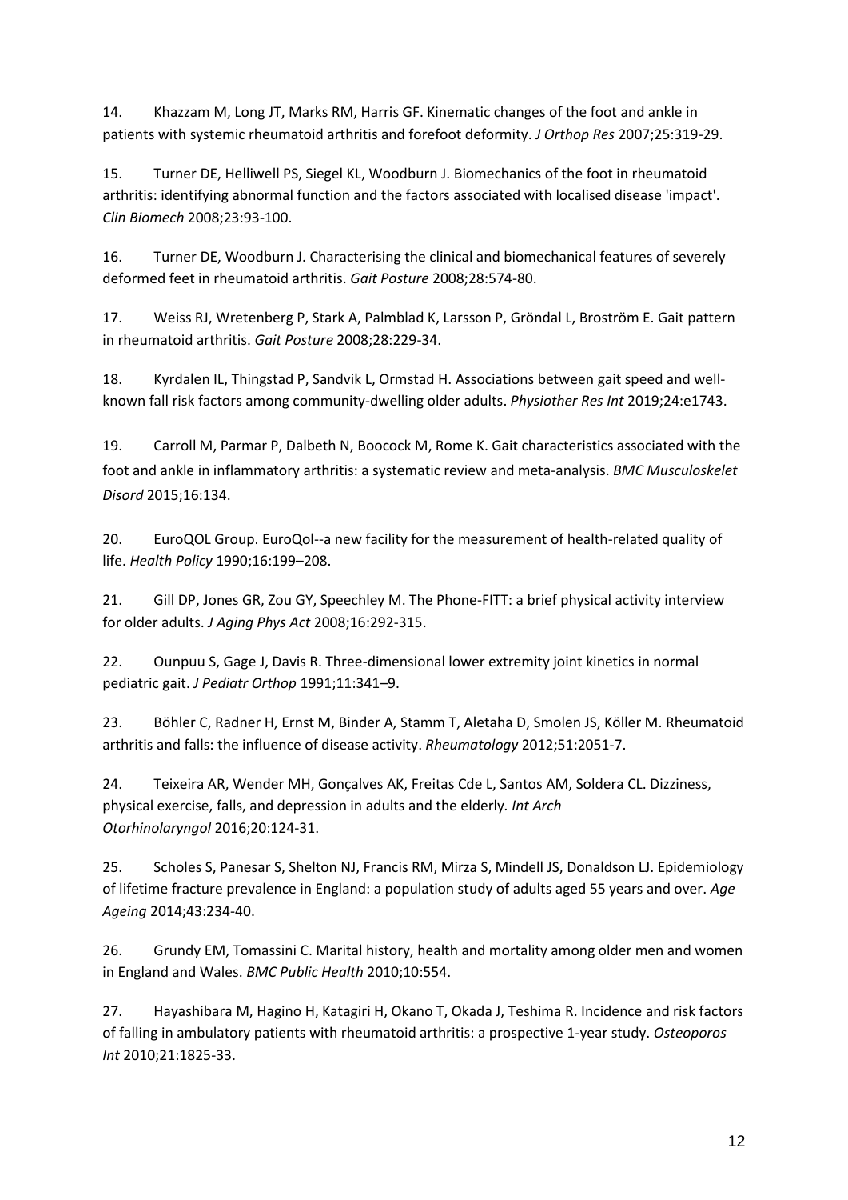14. Khazzam M, Long JT, Marks RM, Harris GF. Kinematic changes of the foot and ankle in patients with systemic rheumatoid arthritis and forefoot deformity. *J Orthop Res* 2007;25:319-29.

15. Turner DE, Helliwell PS, Siegel KL, Woodburn J. Biomechanics of the foot in rheumatoid arthritis: identifying abnormal function and the factors associated with localised disease 'impact'. *Clin Biomech* 2008;23:93-100.

16. Turner DE, Woodburn J. Characterising the clinical and biomechanical features of severely deformed feet in rheumatoid arthritis. *Gait Posture* 2008;28:574-80.

17. Weiss RJ, Wretenberg P, Stark A, Palmblad K, Larsson P, Gröndal L, Broström E. Gait pattern in rheumatoid arthritis. *Gait Posture* 2008;28:229-34.

18. Kyrdalen IL, Thingstad P, Sandvik L, Ormstad H. Associations between gait speed and well-known fall risk factors among community-dwelling older adults. *Physiother Res Int* 2019;24:e1743.

19. Carroll M, Parmar P, Dalbeth N, Boocock M, Rome K. Gait characteristics associated with the foot and ankle in inflammatory arthritis: a systematic review and meta-analysis. *BMC Musculoskelet Disord* 2015;16:134.

20. EuroQOL Group. EuroQol--a new facility for the measurement of health-related quality of life. *Health Policy* 1990;16:199–208.

21. Gill DP, Jones GR, Zou GY, Speechley M. The Phone-FITT: a brief physical activity interview for older adults. *J Aging Phys Act* 2008;16:292-315.

22. Ounpuu S, Gage J, Davis R. Three-dimensional lower extremity joint kinetics in normal pediatric gait. *J Pediatr Orthop* 1991;11:341–9.

23. Böhler C, Radner H, Ernst M, Binder A, Stamm T, Aletaha D, Smolen JS, Köller M. Rheumatoid arthritis and falls: the influence of disease activity. *Rheumatology* 2012;51:2051-7.

24. Teixeira AR, Wender MH, Gonçalves AK, Freitas Cde L, Santos AM, Soldera CL. Dizziness, physical exercise, falls, and depression in adults and the elderly*. Int Arch Otorhinolaryngol* 2016;20:124-31.

25. Scholes S, Panesar S, Shelton NJ, Francis RM, Mirza S, Mindell JS, Donaldson LJ. Epidemiology of lifetime fracture prevalence in England: a population study of adults aged 55 years and over. *Age Ageing* 2014;43:234-40.

26. Grundy EM, Tomassini C. Marital history, health and mortality among older men and women in England and Wales. *BMC Public Health* 2010;10:554.

27. Hayashibara M, Hagino H, Katagiri H, Okano T, Okada J, Teshima R. Incidence and risk factors of falling in ambulatory patients with rheumatoid arthritis: a prospective 1-year study. *Osteoporos Int* 2010;21:1825-33.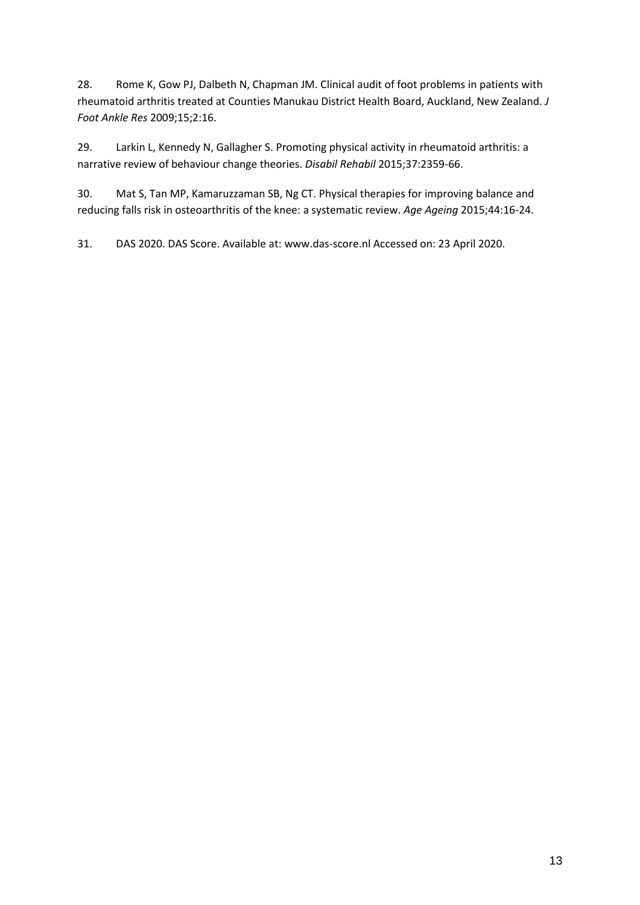28. Rome K, Gow PJ, Dalbeth N, Chapman JM. Clinical audit of foot problems in patients with rheumatoid arthritis treated at Counties Manukau District Health Board, Auckland, New Zealand. *J Foot Ankle Res* 2009;15;2:16.

29. Larkin L, Kennedy N, Gallagher S. Promoting physical activity in rheumatoid arthritis: a narrative review of behaviour change theories. *Disabil Rehabil* 2015;37:2359-66.

30. Mat S, Tan MP, Kamaruzzaman SB, Ng CT. Physical therapies for improving balance and reducing falls risk in osteoarthritis of the knee: a systematic review. *Age Ageing* 2015;44:16-24.

31. DAS 2020. DAS Score. Available at: www.das-score.nl Accessed on: 23 April 2020.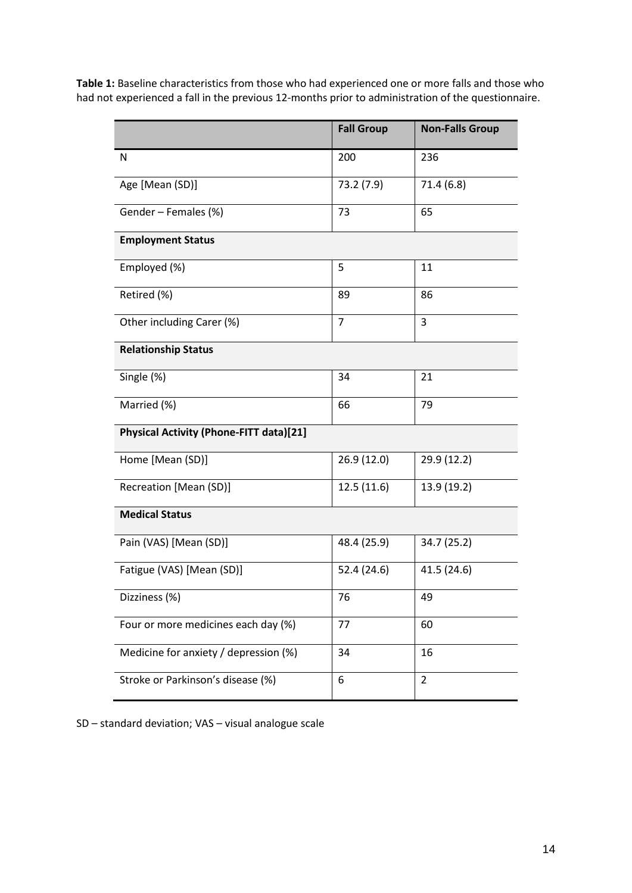**Table 1:** Baseline characteristics from those who had experienced one or more falls and those who had not experienced a fall in the previous 12-months prior to administration of the questionnaire.

| | Fall Group | Non-Falls Group |
|---|---|---|
| N | 200 | 236 |
| Age [Mean (SD)] | 73.2 (7.9) | 71.4 (6.8) |
| Gender – Females (%) | 73 | 65 |
| **Employment Status** | | |
| Employed (%) | 5 | 11 |
| Retired (%) | 89 | 86 |
| Other including Carer (%) | 7 | 3 |
| **Relationship Status** | | |
| Single (%) | 34 | 21 |
| Married (%) | 66 | 79 |
| **Physical Activity (Phone-FITT data)[21]** | | |
| Home [Mean (SD)] | 26.9 (12.0) | 29.9 (12.2) |
| Recreation [Mean (SD)] | 12.5 (11.6) | 13.9 (19.2) |
| **Medical Status** | | |
| Pain (VAS) [Mean (SD)] | 48.4 (25.9) | 34.7 (25.2) |
| Fatigue (VAS) [Mean (SD)] | 52.4 (24.6) | 41.5 (24.6) |
| Dizziness (%) | 76 | 49 |
| Four or more medicines each day (%) | 77 | 60 |
| Medicine for anxiety / depression (%) | 34 | 16 |
| Stroke or Parkinson's disease (%) | 6 | 2 |

SD – standard deviation; VAS – visual analogue scale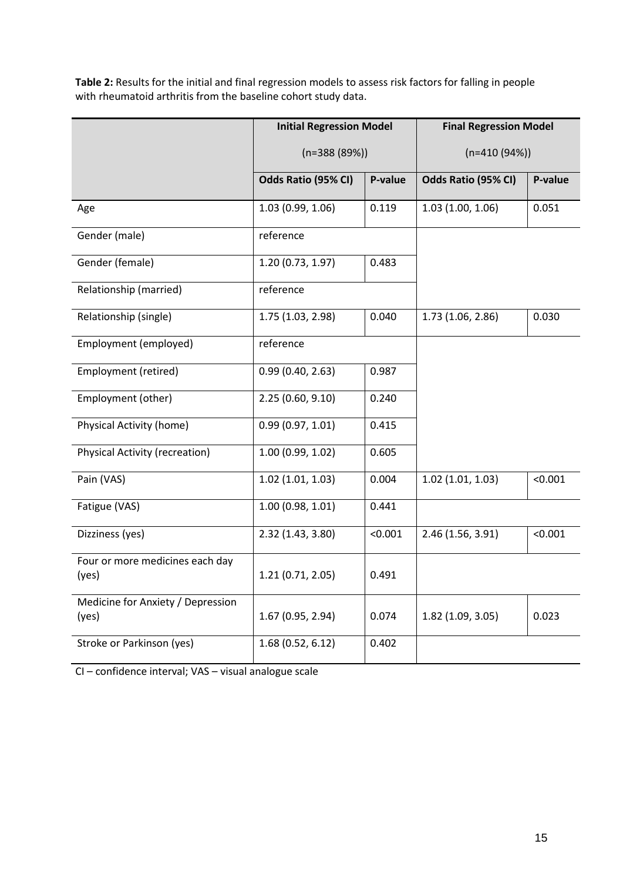**Table 2:** Results for the initial and final regression models to assess risk factors for falling in people with rheumatoid arthritis from the baseline cohort study data.

| | Initial Regression Model (n=388 (89%)) | | Final Regression Model (n=410 (94%)) | |
|---|---|---|---|---|
| | **Odds Ratio (95% CI)** | **P-value** | **Odds Ratio (95% CI)** | **P-value** |
| Age | 1.03 (0.99, 1.06) | 0.119 | 1.03 (1.00, 1.06) | 0.051 |
| Gender (male) | reference | | | |
| Gender (female) | 1.20 (0.73, 1.97) | 0.483 | | |
| Relationship (married) | reference | | | |
| Relationship (single) | 1.75 (1.03, 2.98) | 0.040 | 1.73 (1.06, 2.86) | 0.030 |
| Employment (employed) | reference | | | |
| Employment (retired) | 0.99 (0.40, 2.63) | 0.987 | | |
| Employment (other) | 2.25 (0.60, 9.10) | 0.240 | | |
| Physical Activity (home) | 0.99 (0.97, 1.01) | 0.415 | | |
| Physical Activity (recreation) | 1.00 (0.99, 1.02) | 0.605 | | |
| Pain (VAS) | 1.02 (1.01, 1.03) | 0.004 | 1.02 (1.01, 1.03) | <0.001 |
| Fatigue (VAS) | 1.00 (0.98, 1.01) | 0.441 | | |
| Dizziness (yes) | 2.32 (1.43, 3.80) | <0.001 | 2.46 (1.56, 3.91) | <0.001 |
| Four or more medicines each day (yes) | 1.21 (0.71, 2.05) | 0.491 | | |
| Medicine for Anxiety / Depression (yes) | 1.67 (0.95, 2.94) | 0.074 | 1.82 (1.09, 3.05) | 0.023 |
| Stroke or Parkinson (yes) | 1.68 (0.52, 6.12) | 0.402 | | |

CI – confidence interval; VAS – visual analogue scale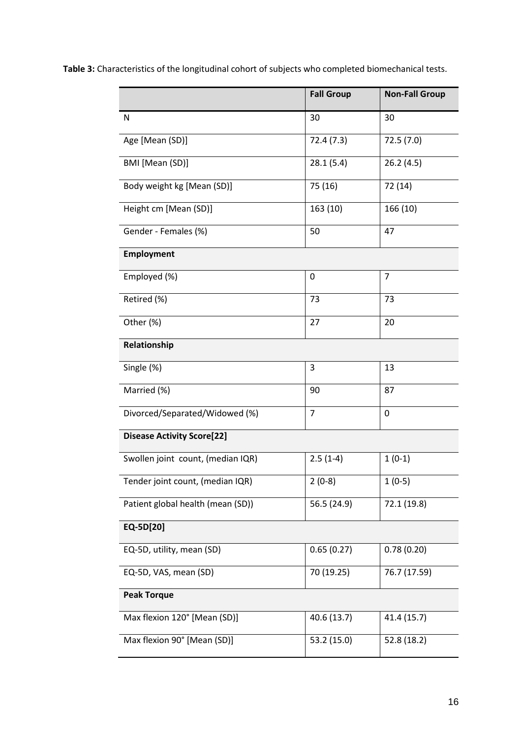**Table 3:** Characteristics of the longitudinal cohort of subjects who completed biomechanical tests.

| | **Fall Group** | **Non-Fall Group** |
|---|---|---|
| N | 30 | 30 |
| Age [Mean (SD)] | 72.4 (7.3) | 72.5 (7.0) |
| BMI [Mean (SD)] | 28.1 (5.4) | 26.2 (4.5) |
| Body weight kg [Mean (SD)] | 75 (16) | 72 (14) |
| Height cm [Mean (SD)] | 163 (10) | 166 (10) |
| Gender - Females (%) | 50 | 47 |
| **Employment** | | |
| Employed (%) | 0 | 7 |
| Retired (%) | 73 | 73 |
| Other (%) | 27 | 20 |
| **Relationship** | | |
| Single (%) | 3 | 13 |
| Married (%) | 90 | 87 |
| Divorced/Separated/Widowed (%) | 7 | 0 |
| **Disease Activity Score[22]** | | |
| Swollen joint count, (median IQR) | 2.5 (1-4) | 1 (0-1) |
| Tender joint count, (median IQR) | 2 (0-8) | 1 (0-5) |
| Patient global health (mean (SD)) | 56.5 (24.9) | 72.1 (19.8) |
| **EQ-5D[20]** | | |
| EQ-5D, utility, mean (SD) | 0.65 (0.27) | 0.78 (0.20) |
| EQ-5D, VAS, mean (SD) | 70 (19.25) | 76.7 (17.59) |
| **Peak Torque** | | |
| Max flexion 120° [Mean (SD)] | 40.6 (13.7) | 41.4 (15.7) |
| Max flexion 90° [Mean (SD)] | 53.2 (15.0) | 52.8 (18.2) |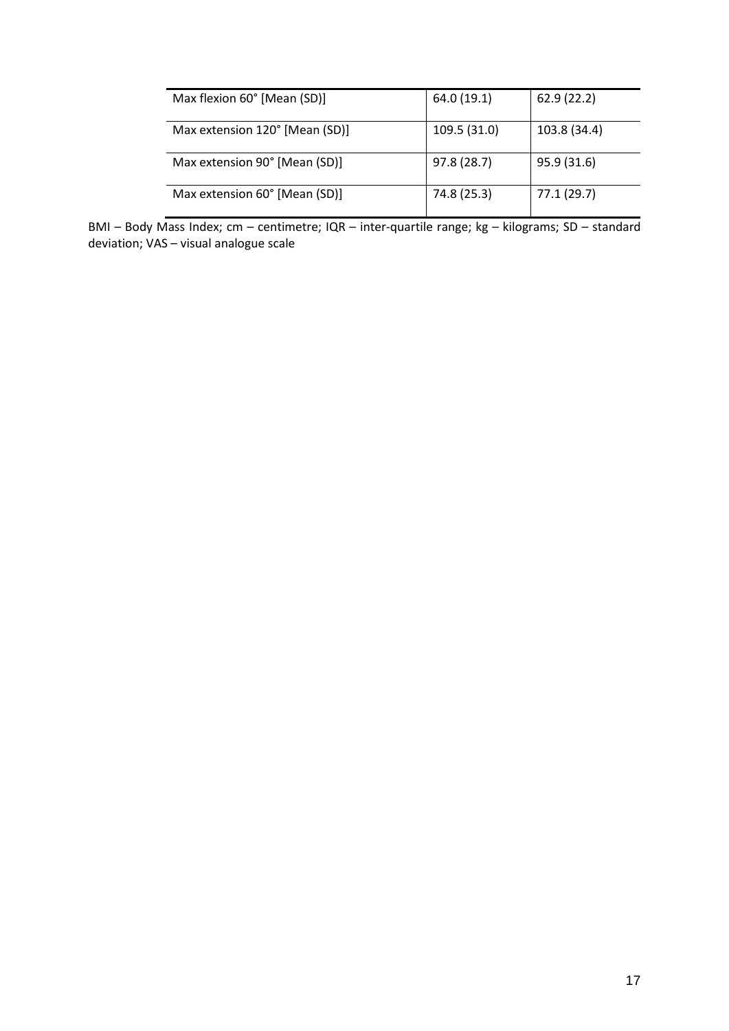| | | |
|---|---|---|
| Max flexion 60° [Mean (SD)] | 64.0 (19.1) | 62.9 (22.2) |
| Max extension 120° [Mean (SD)] | 109.5 (31.0) | 103.8 (34.4) |
| Max extension 90° [Mean (SD)] | 97.8 (28.7) | 95.9 (31.6) |
| Max extension 60° [Mean (SD)] | 74.8 (25.3) | 77.1 (29.7) |

BMI – Body Mass Index; cm – centimetre; IQR – inter-quartile range; kg – kilograms; SD – standard deviation; VAS – visual analogue scale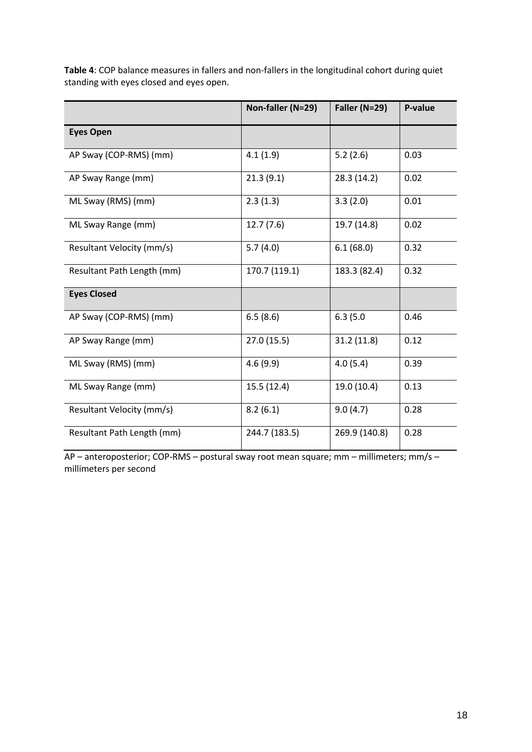**Table 4**: COP balance measures in fallers and non-fallers in the longitudinal cohort during quiet standing with eyes closed and eyes open.

| | Non-faller (N=29) | Faller (N=29) | P-value |
|---|---|---|---|
| **Eyes Open** | | | |
| AP Sway (COP-RMS) (mm) | 4.1 (1.9) | 5.2 (2.6) | 0.03 |
| AP Sway Range (mm) | 21.3 (9.1) | 28.3 (14.2) | 0.02 |
| ML Sway (RMS) (mm) | 2.3 (1.3) | 3.3 (2.0) | 0.01 |
| ML Sway Range (mm) | 12.7 (7.6) | 19.7 (14.8) | 0.02 |
| Resultant Velocity (mm/s) | 5.7 (4.0) | 6.1 (68.0) | 0.32 |
| Resultant Path Length (mm) | 170.7 (119.1) | 183.3 (82.4) | 0.32 |
| **Eyes Closed** | | | |
| AP Sway (COP-RMS) (mm) | 6.5 (8.6) | 6.3 (5.0 | 0.46 |
| AP Sway Range (mm) | 27.0 (15.5) | 31.2 (11.8) | 0.12 |
| ML Sway (RMS) (mm) | 4.6 (9.9) | 4.0 (5.4) | 0.39 |
| ML Sway Range (mm) | 15.5 (12.4) | 19.0 (10.4) | 0.13 |
| Resultant Velocity (mm/s) | 8.2 (6.1) | 9.0 (4.7) | 0.28 |
| Resultant Path Length (mm) | 244.7 (183.5) | 269.9 (140.8) | 0.28 |

AP – anteroposterior; COP-RMS – postural sway root mean square; mm – millimeters; mm/s – millimeters per second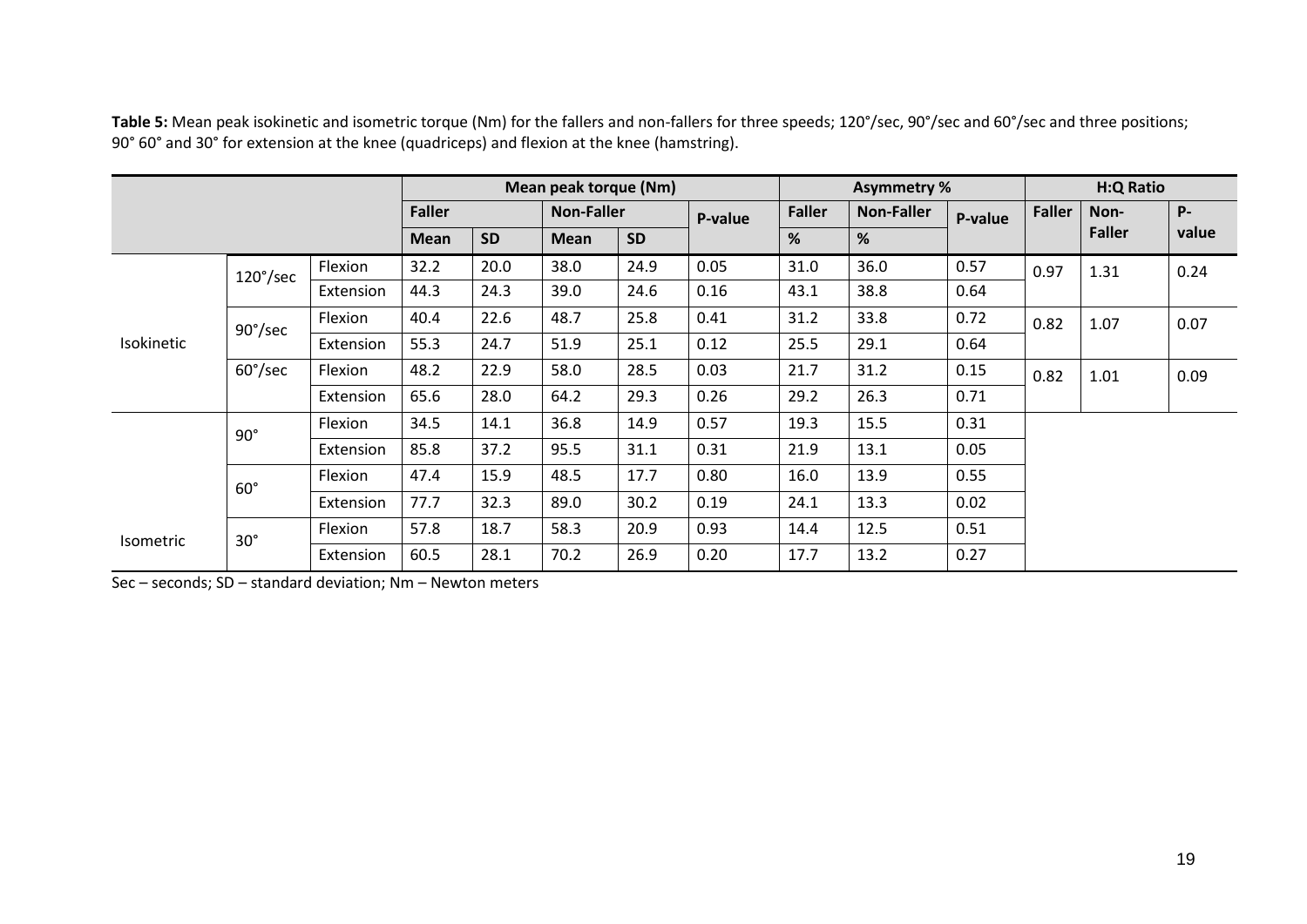**Table 5:** Mean peak isokinetic and isometric torque (Nm) for the fallers and non-fallers for three speeds; 120°/sec, 90°/sec and 60°/sec and three positions; 90° 60° and 30° for extension at the knee (quadriceps) and flexion at the knee (hamstring).

| | | | Mean peak torque (Nm) | | | | | Asymmetry % | | | H:Q Ratio | | |
|---|---|---|---|---|---|---|---|---|---|---|---|---|---|
| | | | Faller | | Non-Faller | | P-value | Faller | Non-Faller | P-value | Faller | Non-Faller | P-value |
| | | | Mean | SD | Mean | SD | | % | % | | | | |
| Isokinetic | 120°/sec | Flexion | 32.2 | 20.0 | 38.0 | 24.9 | 0.05 | 31.0 | 36.0 | 0.57 | 0.97 | 1.31 | 0.24 |
| | | Extension | 44.3 | 24.3 | 39.0 | 24.6 | 0.16 | 43.1 | 38.8 | 0.64 | | | |
| | 90°/sec | Flexion | 40.4 | 22.6 | 48.7 | 25.8 | 0.41 | 31.2 | 33.8 | 0.72 | 0.82 | 1.07 | 0.07 |
| | | Extension | 55.3 | 24.7 | 51.9 | 25.1 | 0.12 | 25.5 | 29.1 | 0.64 | | | |
| | 60°/sec | Flexion | 48.2 | 22.9 | 58.0 | 28.5 | 0.03 | 21.7 | 31.2 | 0.15 | 0.82 | 1.01 | 0.09 |
| | | Extension | 65.6 | 28.0 | 64.2 | 29.3 | 0.26 | 29.2 | 26.3 | 0.71 | | | |
| Isometric | 90° | Flexion | 34.5 | 14.1 | 36.8 | 14.9 | 0.57 | 19.3 | 15.5 | 0.31 | | | |
| | | Extension | 85.8 | 37.2 | 95.5 | 31.1 | 0.31 | 21.9 | 13.1 | 0.05 | | | |
| | 60° | Flexion | 47.4 | 15.9 | 48.5 | 17.7 | 0.80 | 16.0 | 13.9 | 0.55 | | | |
| | | Extension | 77.7 | 32.3 | 89.0 | 30.2 | 0.19 | 24.1 | 13.3 | 0.02 | | | |
| | 30° | Flexion | 57.8 | 18.7 | 58.3 | 20.9 | 0.93 | 14.4 | 12.5 | 0.51 | | | |
| | | Extension | 60.5 | 28.1 | 70.2 | 26.9 | 0.20 | 17.7 | 13.2 | 0.27 | | | |

Sec – seconds; SD – standard deviation; Nm – Newton meters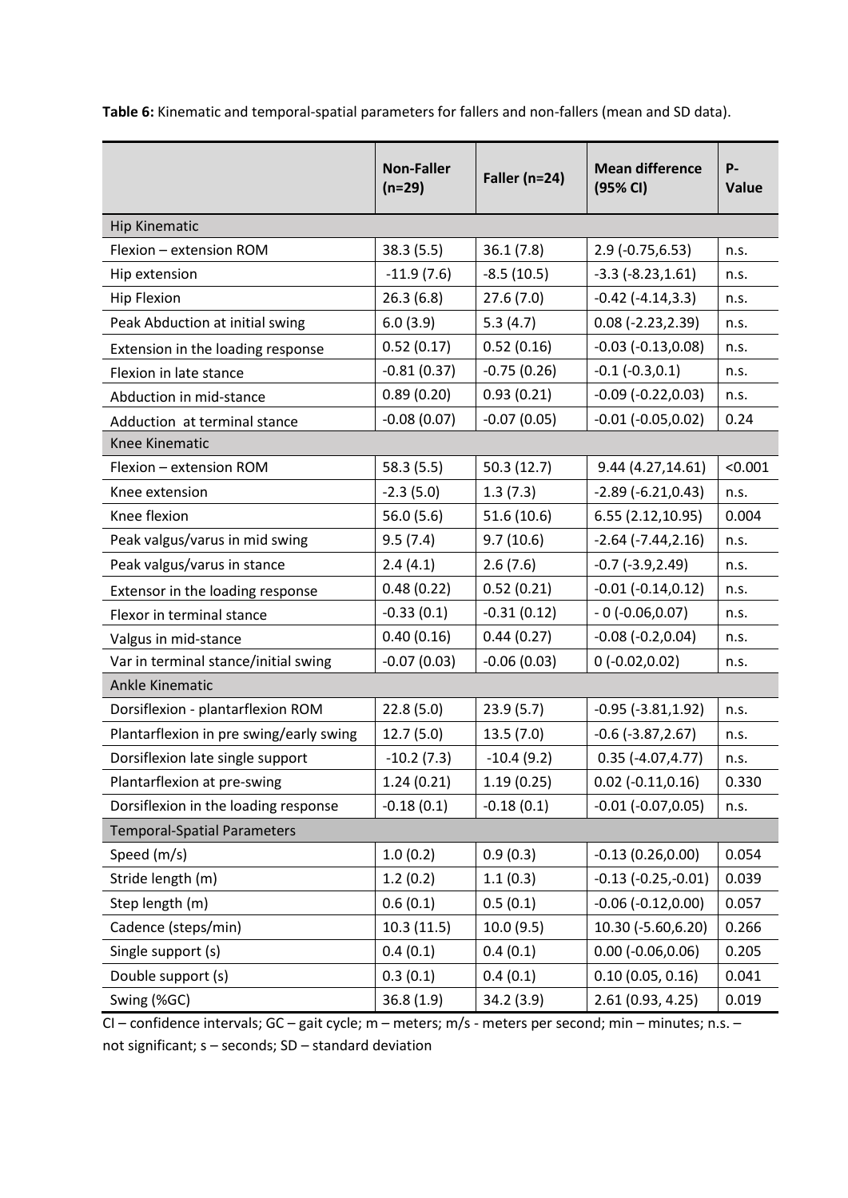**Table 6:** Kinematic and temporal-spatial parameters for fallers and non-fallers (mean and SD data).

| | Non-Faller (n=29) | Faller (n=24) | Mean difference (95% CI) | P-Value |
|---|---|---|---|---|
| Hip Kinematic | | | | |
| Flexion – extension ROM | 38.3 (5.5) | 36.1 (7.8) | 2.9 (-0.75,6.53) | n.s. |
| Hip extension | -11.9 (7.6) | -8.5 (10.5) | -3.3 (-8.23,1.61) | n.s. |
| Hip Flexion | 26.3 (6.8) | 27.6 (7.0) | -0.42 (-4.14,3.3) | n.s. |
| Peak Abduction at initial swing | 6.0 (3.9) | 5.3 (4.7) | 0.08 (-2.23,2.39) | n.s. |
| Extension in the loading response | 0.52 (0.17) | 0.52 (0.16) | -0.03 (-0.13,0.08) | n.s. |
| Flexion in late stance | -0.81 (0.37) | -0.75 (0.26) | -0.1 (-0.3,0.1) | n.s. |
| Abduction in mid-stance | 0.89 (0.20) | 0.93 (0.21) | -0.09 (-0.22,0.03) | n.s. |
| Adduction at terminal stance | -0.08 (0.07) | -0.07 (0.05) | -0.01 (-0.05,0.02) | 0.24 |
| Knee Kinematic | | | | |
| Flexion – extension ROM | 58.3 (5.5) | 50.3 (12.7) | 9.44 (4.27,14.61) | <0.001 |
| Knee extension | -2.3 (5.0) | 1.3 (7.3) | -2.89 (-6.21,0.43) | n.s. |
| Knee flexion | 56.0 (5.6) | 51.6 (10.6) | 6.55 (2.12,10.95) | 0.004 |
| Peak valgus/varus in mid swing | 9.5 (7.4) | 9.7 (10.6) | -2.64 (-7.44,2.16) | n.s. |
| Peak valgus/varus in stance | 2.4 (4.1) | 2.6 (7.6) | -0.7 (-3.9,2.49) | n.s. |
| Extensor in the loading response | 0.48 (0.22) | 0.52 (0.21) | -0.01 (-0.14,0.12) | n.s. |
| Flexor in terminal stance | -0.33 (0.1) | -0.31 (0.12) | - 0 (-0.06,0.07) | n.s. |
| Valgus in mid-stance | 0.40 (0.16) | 0.44 (0.27) | -0.08 (-0.2,0.04) | n.s. |
| Var in terminal stance/initial swing | -0.07 (0.03) | -0.06 (0.03) | 0 (-0.02,0.02) | n.s. |
| Ankle Kinematic | | | | |
| Dorsiflexion - plantarflexion ROM | 22.8 (5.0) | 23.9 (5.7) | -0.95 (-3.81,1.92) | n.s. |
| Plantarflexion in pre swing/early swing | 12.7 (5.0) | 13.5 (7.0) | -0.6 (-3.87,2.67) | n.s. |
| Dorsiflexion late single support | -10.2 (7.3) | -10.4 (9.2) | 0.35 (-4.07,4.77) | n.s. |
| Plantarflexion at pre-swing | 1.24 (0.21) | 1.19 (0.25) | 0.02 (-0.11,0.16) | 0.330 |
| Dorsiflexion in the loading response | -0.18 (0.1) | -0.18 (0.1) | -0.01 (-0.07,0.05) | n.s. |
| Temporal-Spatial Parameters | | | | |
| Speed (m/s) | 1.0 (0.2) | 0.9 (0.3) | -0.13 (0.26,0.00) | 0.054 |
| Stride length (m) | 1.2 (0.2) | 1.1 (0.3) | -0.13 (-0.25,-0.01) | 0.039 |
| Step length (m) | 0.6 (0.1) | 0.5 (0.1) | -0.06 (-0.12,0.00) | 0.057 |
| Cadence (steps/min) | 10.3 (11.5) | 10.0 (9.5) | 10.30 (-5.60,6.20) | 0.266 |
| Single support (s) | 0.4 (0.1) | 0.4 (0.1) | 0.00 (-0.06,0.06) | 0.205 |
| Double support (s) | 0.3 (0.1) | 0.4 (0.1) | 0.10 (0.05, 0.16) | 0.041 |
| Swing (%GC) | 36.8 (1.9) | 34.2 (3.9) | 2.61 (0.93, 4.25) | 0.019 |

CI – confidence intervals; GC – gait cycle; m – meters; m/s - meters per second; min – minutes; n.s. – not significant; s – seconds; SD – standard deviation